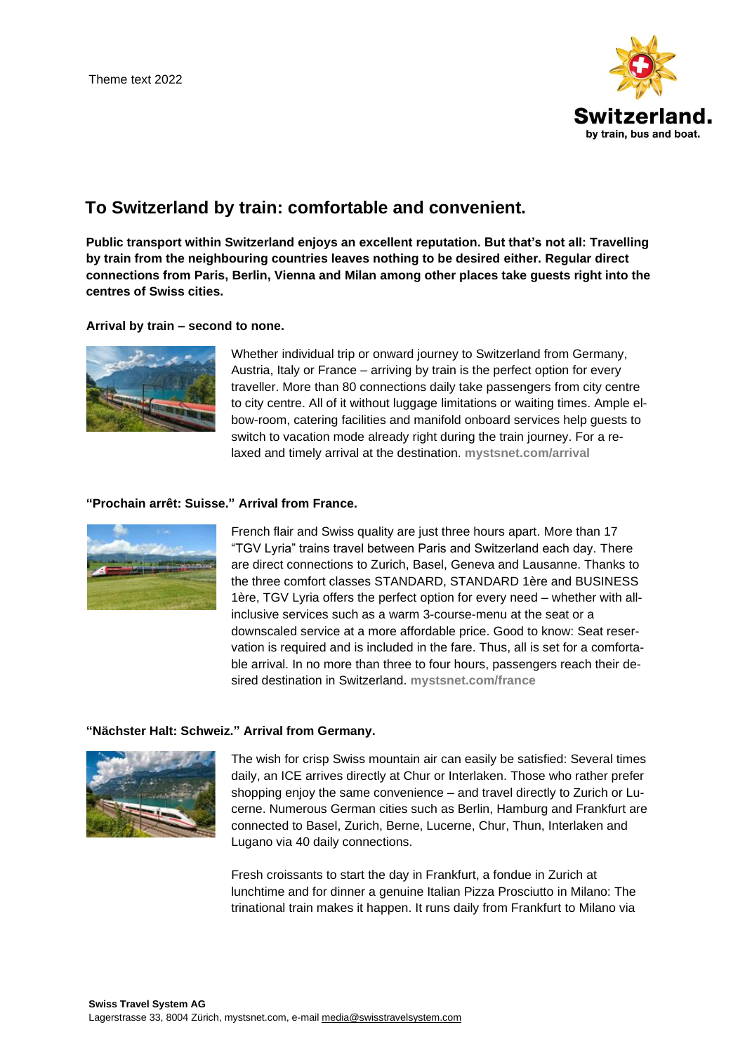Theme text 2022

# To Switzerland by train: comfortable and convenient.

**Public transport within Switzerland enjoys an excellent reputation. But that's not all: Travelling by train from the neighbouring countries leaves nothing to be desired either. Regular direct connections from Paris, Berlin, Vienna and Milan among other places take guests right into the centres of Swiss cities.**

**Arrival by train – second to none.**

Whether individual trip or onward journey to Switzerland from Germany, Austria, Italy or France – arriving by train is the perfect option for every traveller. More than 80 connections daily take passengers from city centre to city centre. All of it without luggage limitations or waiting times. Ample elbow-room, catering facilities and manifold onboard services help guests to switch to vacation mode already right during the train journey. For a relaxed and timely arrival at the destination. **mystsnet.com/arrival**

**"Prochain arrêt: Suisse." Arrival from France.**

French flair and Swiss quality are just three hours apart. More than 17 "TGV Lyria" trains travel between Paris and Switzerland each day. There are direct connections to Zurich, Basel, Geneva and Lausanne. Thanks to the three comfort classes STANDARD, STANDARD 1ère and BUSINESS 1ère, TGV Lyria offers the perfect option for every need – whether with all-inclusive services such as a warm 3-course-menu at the seat or a downscaled service at a more affordable price. Good to know: Seat reservation is required and is included in the fare. Thus, all is set for a comfortable arrival. In no more than three to four hours, passengers reach their desired destination in Switzerland. **mystsnet.com/france**

**"Nächster Halt: Schweiz." Arrival from Germany.**

The wish for crisp Swiss mountain air can easily be satisfied: Several times daily, an ICE arrives directly at Chur or Interlaken. Those who rather prefer shopping enjoy the same convenience – and travel directly to Zurich or Lucerne. Numerous German cities such as Berlin, Hamburg and Frankfurt are connected to Basel, Zurich, Berne, Lucerne, Chur, Thun, Interlaken and Lugano via 40 daily connections.

Fresh croissants to start the day in Frankfurt, a fondue in Zurich at lunchtime and for dinner a genuine Italian Pizza Prosciutto in Milano: The trinational train makes it happen. It runs daily from Frankfurt to Milano via

**Swiss Travel System AG**
Lagerstrasse 33, 8004 Zürich, mystsnet.com, e-mail media@swisstravelsystem.com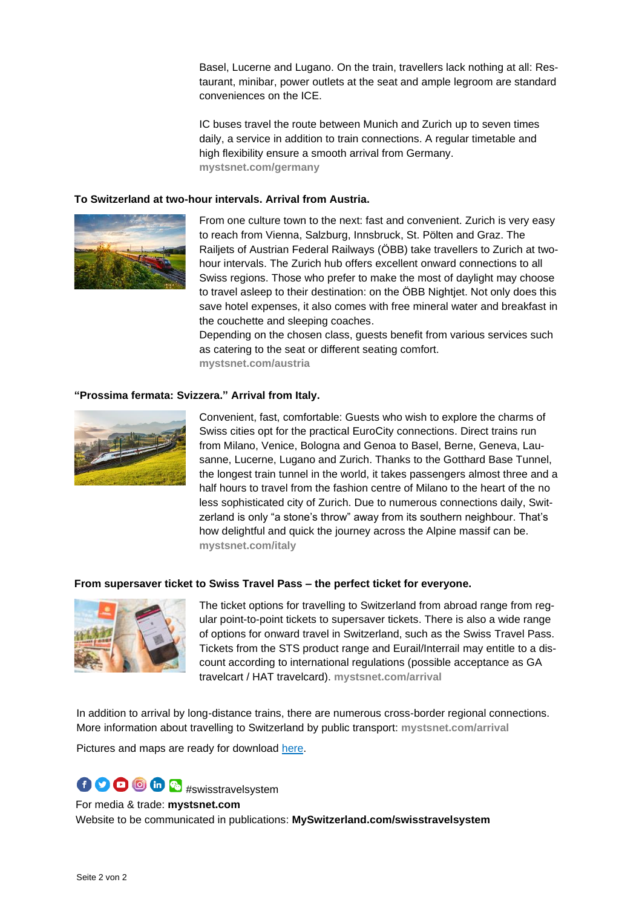Basel, Lucerne and Lugano. On the train, travellers lack nothing at all: Restaurant, minibar, power outlets at the seat and ample legroom are standard conveniences on the ICE.

IC buses travel the route between Munich and Zurich up to seven times daily, a service in addition to train connections. A regular timetable and high flexibility ensure a smooth arrival from Germany.
**mystsnet.com/germany**

**To Switzerland at two-hour intervals. Arrival from Austria.**

From one culture town to the next: fast and convenient. Zurich is very easy to reach from Vienna, Salzburg, Innsbruck, St. Pölten and Graz. The Railjets of Austrian Federal Railways (ÖBB) take travellers to Zurich at two-hour intervals. The Zurich hub offers excellent onward connections to all Swiss regions. Those who prefer to make the most of daylight may choose to travel asleep to their destination: on the ÖBB Nightjet. Not only does this save hotel expenses, it also comes with free mineral water and breakfast in the couchette and sleeping coaches.
Depending on the chosen class, guests benefit from various services such as catering to the seat or different seating comfort.
**mystsnet.com/austria**

**"Prossima fermata: Svizzera." Arrival from Italy.**

Convenient, fast, comfortable: Guests who wish to explore the charms of Swiss cities opt for the practical EuroCity connections. Direct trains run from Milano, Venice, Bologna and Genoa to Basel, Berne, Geneva, Lausanne, Lucerne, Lugano and Zurich. Thanks to the Gotthard Base Tunnel, the longest train tunnel in the world, it takes passengers almost three and a half hours to travel from the fashion centre of Milano to the heart of the no less sophisticated city of Zurich. Due to numerous connections daily, Switzerland is only "a stone's throw" away from its southern neighbour. That's how delightful and quick the journey across the Alpine massif can be.
**mystsnet.com/italy**

**From supersaver ticket to Swiss Travel Pass – the perfect ticket for everyone.**

The ticket options for travelling to Switzerland from abroad range from regular point-to-point tickets to supersaver tickets. There is also a wide range of options for onward travel in Switzerland, such as the Swiss Travel Pass. Tickets from the STS product range and Eurail/Interrail may entitle to a discount according to international regulations (possible acceptance as GA travelcart / HAT travelcard). **mystsnet.com/arrival**

In addition to arrival by long-distance trains, there are numerous cross-border regional connections. More information about travelling to Switzerland by public transport: **mystsnet.com/arrival**

Pictures and maps are ready for download [here](here).

#swisstravelsystem
For media & trade: **mystsnet.com**
Website to be communicated in publications: **MySwitzerland.com/swisstravelsystem**